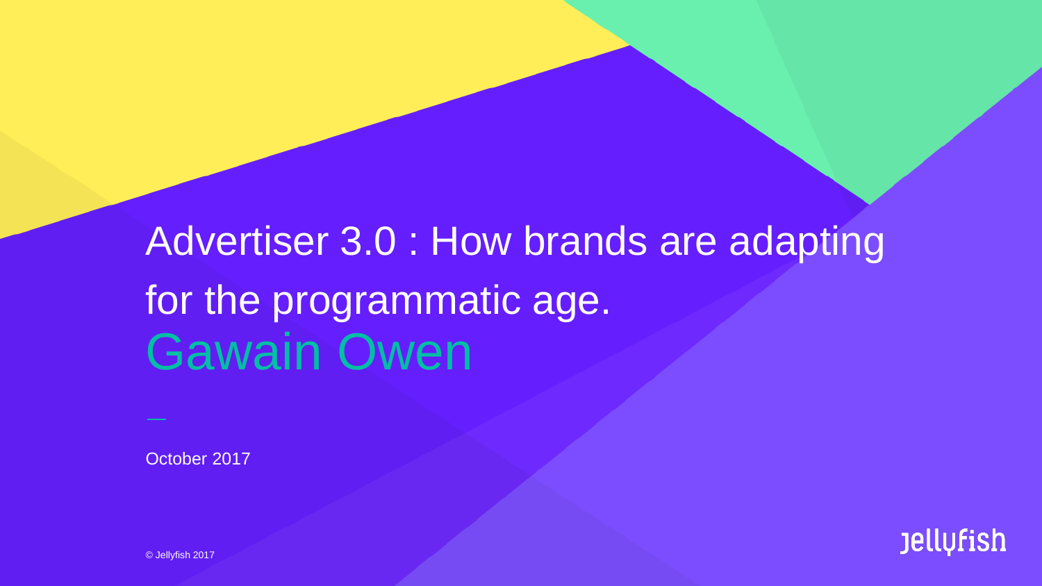# Advertiser 3.0 : How brands are adapting for the programmatic age.

## Gawain Owen

October 2017

© Jellyfish 2017

Jellyfish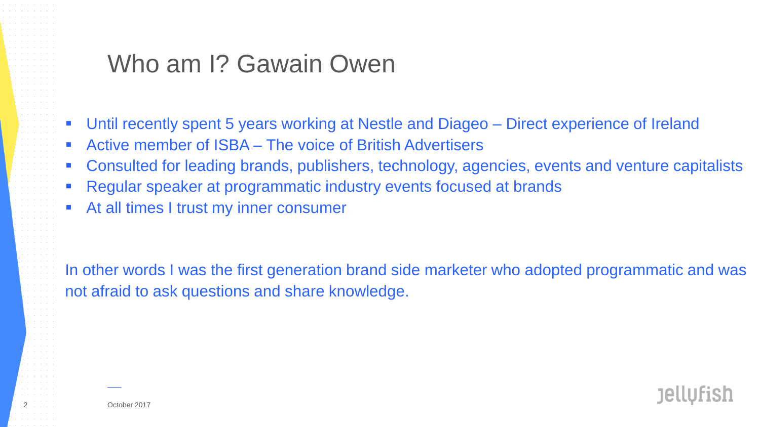# Who am I? Gawain Owen

- Until recently spent 5 years working at Nestle and Diageo – Direct experience of Ireland
- Active member of ISBA – The voice of British Advertisers
- Consulted for leading brands, publishers, technology, agencies, events and venture capitalists
- Regular speaker at programmatic industry events focused at brands
- At all times I trust my inner consumer

In other words I was the first generation brand side marketer who adopted programmatic and was not afraid to ask questions and share knowledge.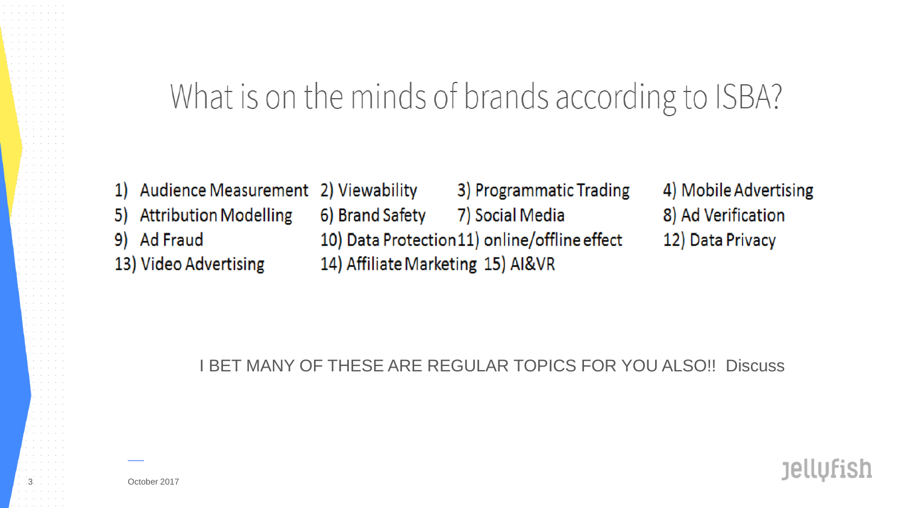# What is on the minds of brands according to ISBA?

1) Audience Measurement
2) Viewability
3) Programmatic Trading
4) Mobile Advertising
5) Attribution Modelling
6) Brand Safety
7) Social Media
8) Ad Verification
9) Ad Fraud
10) Data Protection
11) online/offline effect
12) Data Privacy
13) Video Advertising
14) Affiliate Marketing
15) AI&VR

I BET MANY OF THESE ARE REGULAR TOPICS FOR YOU ALSO!! Discuss

October 2017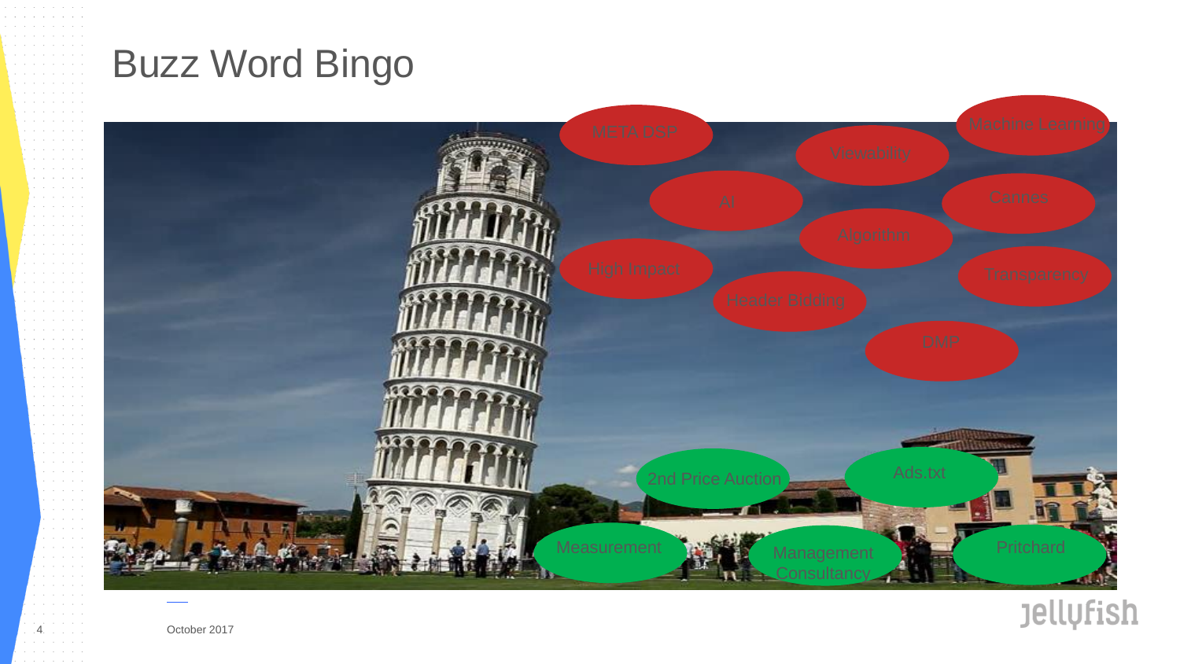# Buzz Word Bingo

- META DSP
- Viewability
- Machine Learning
- AI
- Cannes
- Algorithm
- High Impact
- Transparency
- Header Bidding
- DMP
- 2nd Price Auction
- Ads.txt
- Measurement
- Management Consultancy
- Pritchard

October 2017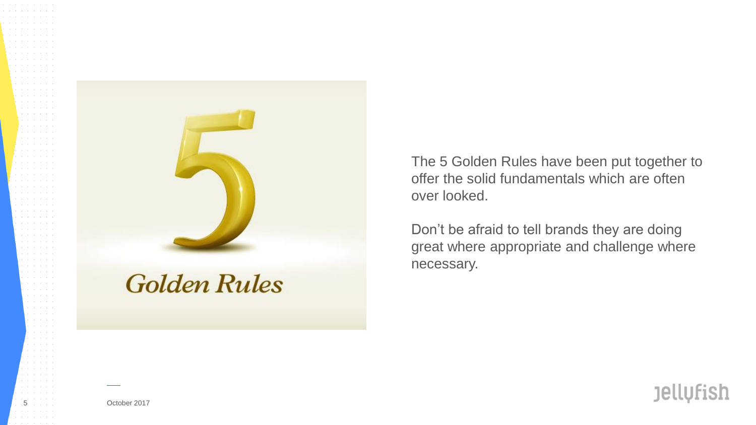The 5 Golden Rules have been put together to offer the solid fundamentals which are often over looked.

Don’t be afraid to tell brands they are doing great where appropriate and challenge where necessary.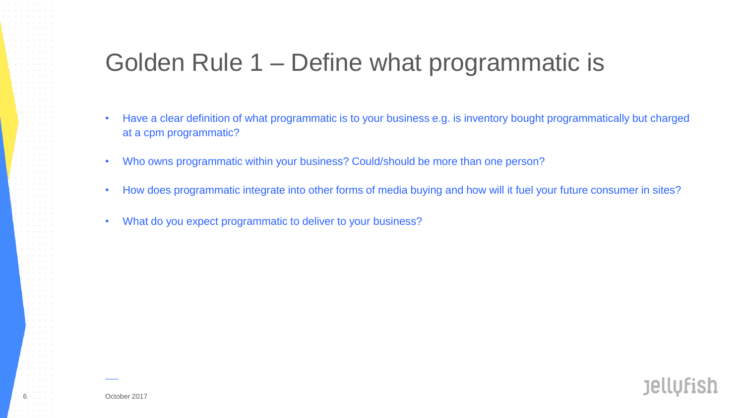# Golden Rule 1 – Define what programmatic is

- Have a clear definition of what programmatic is to your business e.g. is inventory bought programmatically but charged at a cpm programmatic?
- Who owns programmatic within your business? Could/should be more than one person?
- How does programmatic integrate into other forms of media buying and how will it fuel your future consumer in sites?
- What do you expect programmatic to deliver to your business?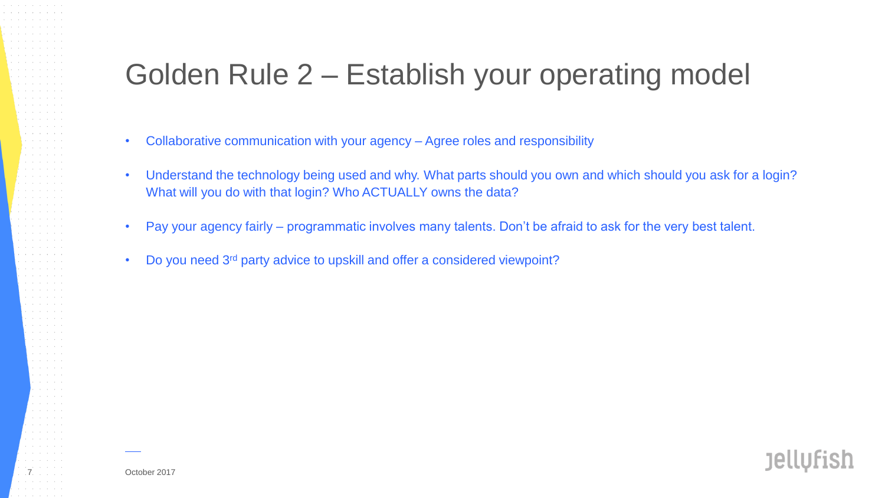# Golden Rule 2 – Establish your operating model

- Collaborative communication with your agency – Agree roles and responsibility
- Understand the technology being used and why. What parts should you own and which should you ask for a login? What will you do with that login? Who ACTUALLY owns the data?
- Pay your agency fairly – programmatic involves many talents. Don't be afraid to ask for the very best talent.
- Do you need 3rd party advice to upskill and offer a considered viewpoint?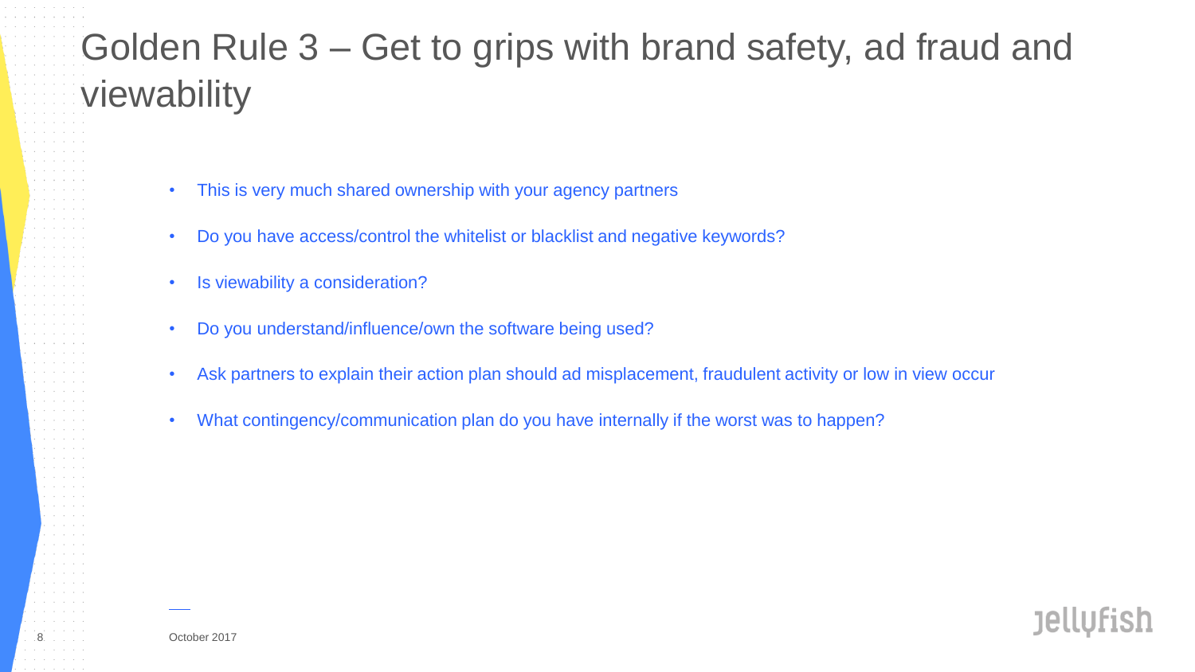# Golden Rule 3 – Get to grips with brand safety, ad fraud and viewability

- This is very much shared ownership with your agency partners
- Do you have access/control the whitelist or blacklist and negative keywords?
- Is viewability a consideration?
- Do you understand/influence/own the software being used?
- Ask partners to explain their action plan should ad misplacement, fraudulent activity or low in view occur
- What contingency/communication plan do you have internally if the worst was to happen?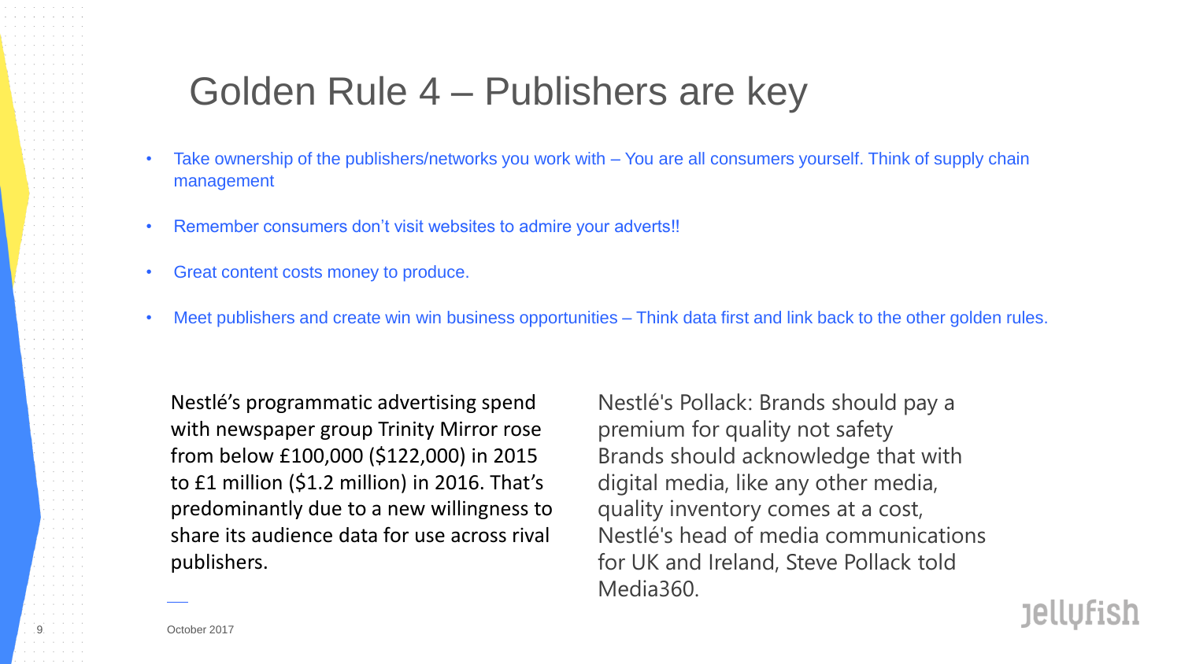# Golden Rule 4 – Publishers are key

- Take ownership of the publishers/networks you work with – You are all consumers yourself. Think of supply chain management
- Remember consumers don't visit websites to admire your adverts!!
- Great content costs money to produce.
- Meet publishers and create win win business opportunities – Think data first and link back to the other golden rules.

Nestlé's programmatic advertising spend with newspaper group Trinity Mirror rose from below £100,000 ($122,000) in 2015 to £1 million ($1.2 million) in 2016. That's predominantly due to a new willingness to share its audience data for use across rival publishers.

Nestlé's Pollack: Brands should pay a premium for quality not safety
Brands should acknowledge that with digital media, like any other media, quality inventory comes at a cost, Nestlé's head of media communications for UK and Ireland, Steve Pollack told Media360.

October 2017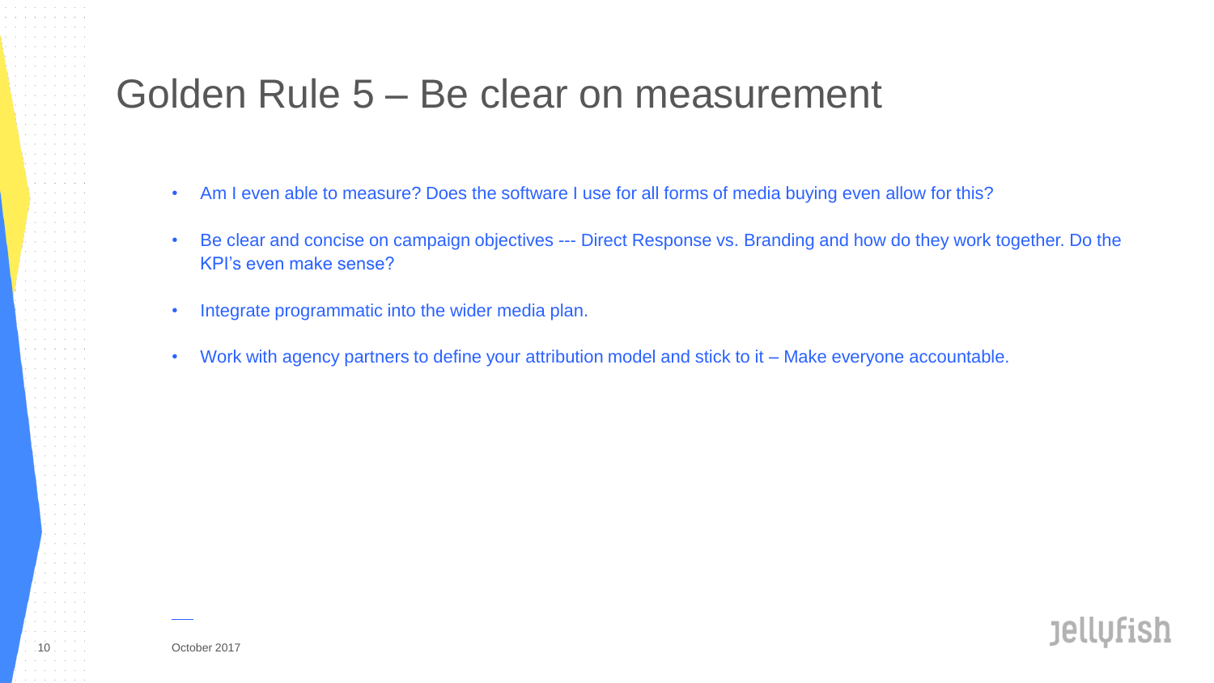# Golden Rule 5 – Be clear on measurement

- Am I even able to measure? Does the software I use for all forms of media buying even allow for this?
- Be clear and concise on campaign objectives --- Direct Response vs. Branding and how do they work together. Do the KPI's even make sense?
- Integrate programmatic into the wider media plan.
- Work with agency partners to define your attribution model and stick to it – Make everyone accountable.

October 2017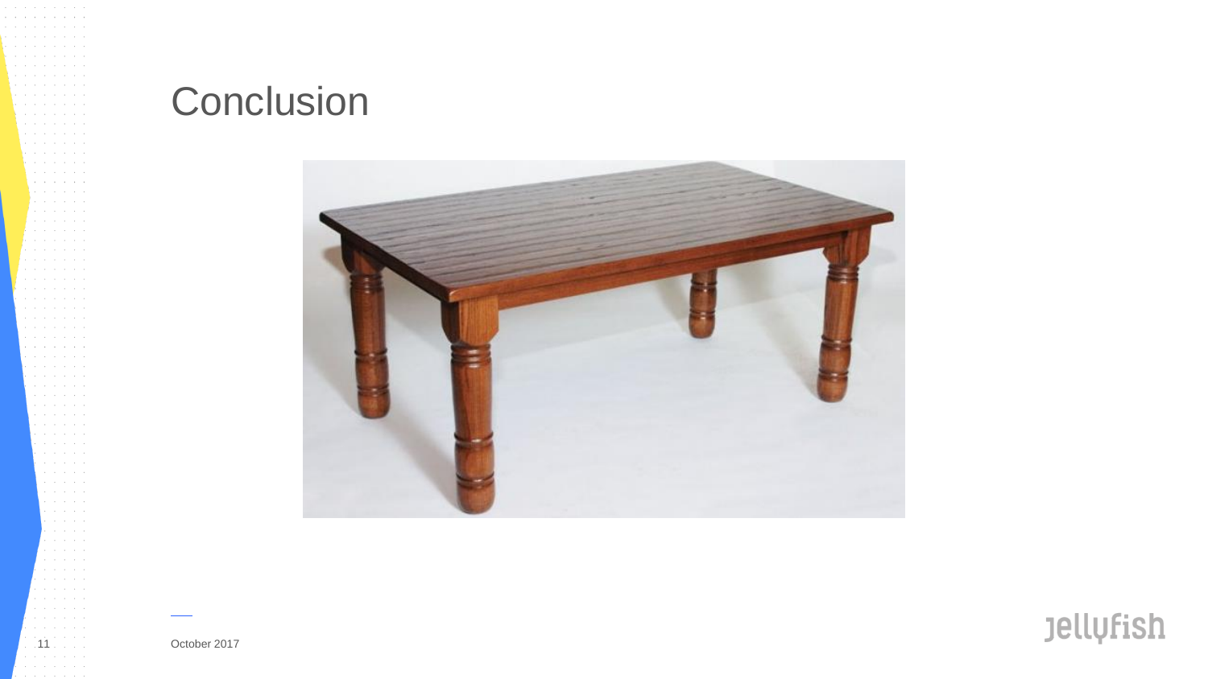# Conclusion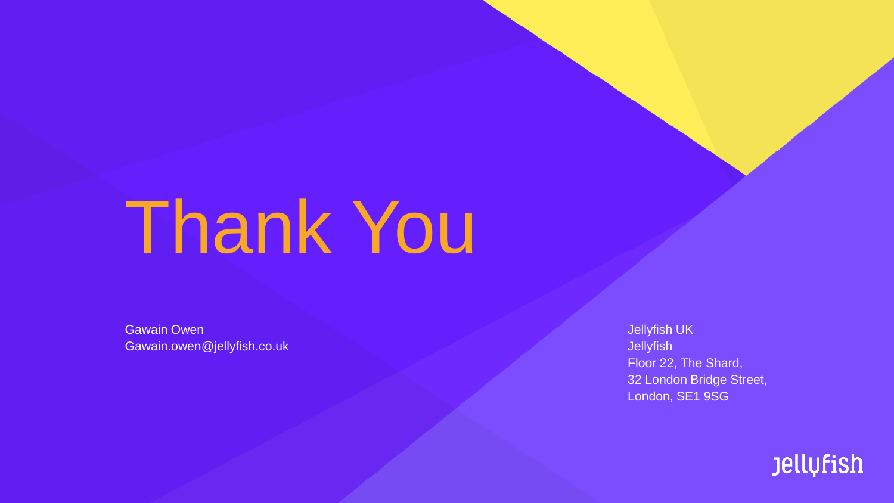# Thank You

Gawain Owen
Gawain.owen@jellyfish.co.uk

Jellyfish UK
Jellyfish
Floor 22, The Shard,
32 London Bridge Street,
London, SE1 9SG

jellyfish